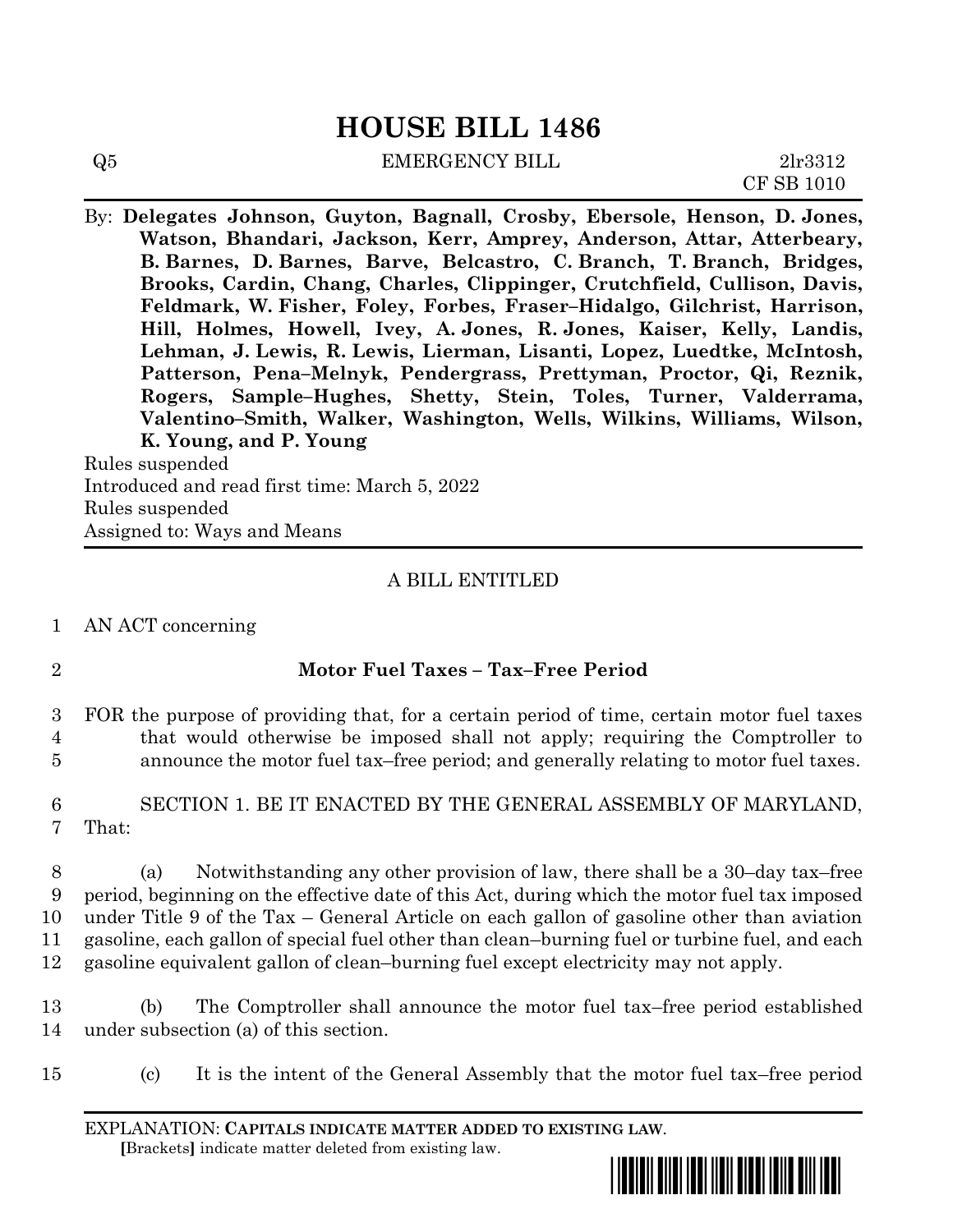# HOUSE BILL 1486

Q5 EMERGENCY BILL 2lr3312
CF SB 1010

By: **Delegates Johnson, Guyton, Bagnall, Crosby, Ebersole, Henson, D. Jones, Watson, Bhandari, Jackson, Kerr, Amprey, Anderson, Attar, Atterbeary, B. Barnes, D. Barnes, Barve, Belcastro, C. Branch, T. Branch, Bridges, Brooks, Cardin, Chang, Charles, Clippinger, Crutchfield, Cullison, Davis, Feldmark, W. Fisher, Foley, Forbes, Fraser–Hidalgo, Gilchrist, Harrison, Hill, Holmes, Howell, Ivey, A. Jones, R. Jones, Kaiser, Kelly, Landis, Lehman, J. Lewis, R. Lewis, Lierman, Lisanti, Lopez, Luedtke, McIntosh, Patterson, Pena–Melnyk, Pendergrass, Prettyman, Proctor, Qi, Reznik, Rogers, Sample–Hughes, Shetty, Stein, Toles, Turner, Valderrama, Valentino–Smith, Walker, Washington, Wells, Wilkins, Williams, Wilson, K. Young, and P. Young**

Rules suspended
Introduced and read first time: March 5, 2022
Rules suspended
Assigned to: Ways and Means

---

A BILL ENTITLED

1 AN ACT concerning

2 **Motor Fuel Taxes – Tax–Free Period**

3 FOR the purpose of providing that, for a certain period of time, certain motor fuel taxes
4 that would otherwise be imposed shall not apply; requiring the Comptroller to
5 announce the motor fuel tax–free period; and generally relating to motor fuel taxes.

6 SECTION 1. BE IT ENACTED BY THE GENERAL ASSEMBLY OF MARYLAND,
7 That:

8 (a) Notwithstanding any other provision of law, there shall be a 30–day tax–free
9 period, beginning on the effective date of this Act, during which the motor fuel tax imposed
10 under Title 9 of the Tax – General Article on each gallon of gasoline other than aviation
11 gasoline, each gallon of special fuel other than clean–burning fuel or turbine fuel, and each
12 gasoline equivalent gallon of clean–burning fuel except electricity may not apply.

13 (b) The Comptroller shall announce the motor fuel tax–free period established
14 under subsection (a) of this section.

15 (c) It is the intent of the General Assembly that the motor fuel tax–free period

---

EXPLANATION: **CAPITALS INDICATE MATTER ADDED TO EXISTING LAW**.
**[**Brackets**]** indicate matter deleted from existing law.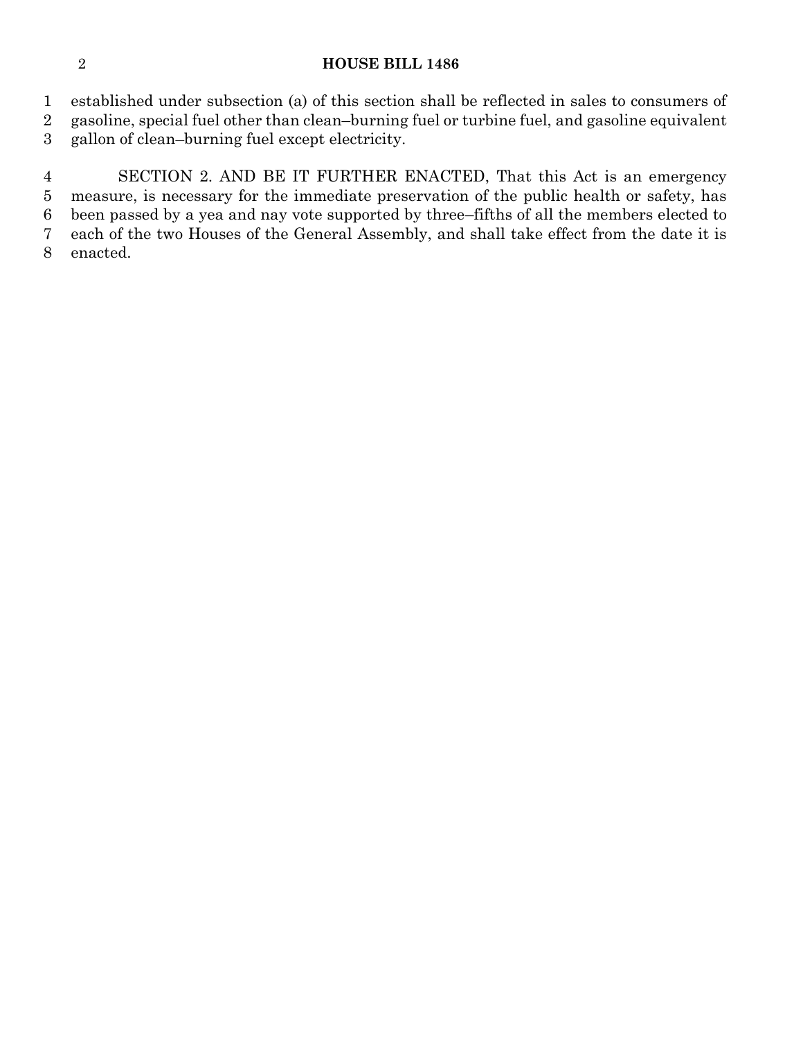established under subsection (a) of this section shall be reflected in sales to consumers of gasoline, special fuel other than clean–burning fuel or turbine fuel, and gasoline equivalent gallon of clean–burning fuel except electricity.

SECTION 2. AND BE IT FURTHER ENACTED, That this Act is an emergency measure, is necessary for the immediate preservation of the public health or safety, has been passed by a yea and nay vote supported by three–fifths of all the members elected to each of the two Houses of the General Assembly, and shall take effect from the date it is enacted.